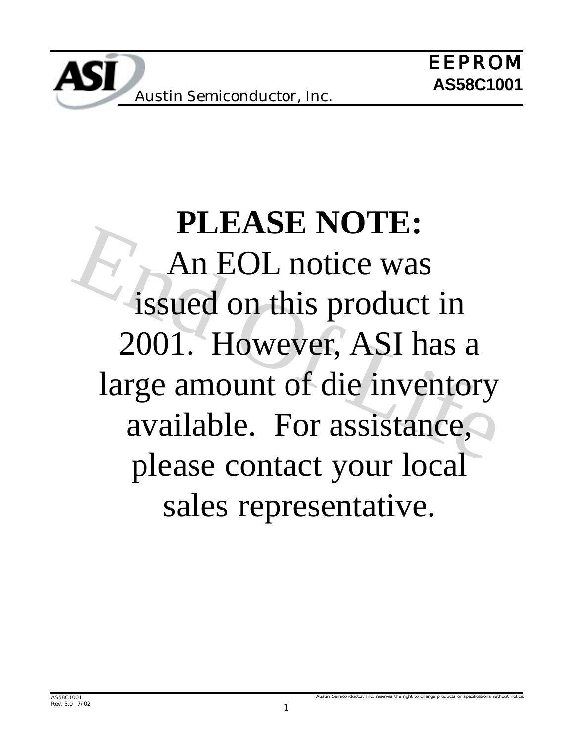# PLEASE NOTE:

An EOL notice was issued on this product in 2001. However, ASI has a large amount of die inventory available. For assistance, please contact your local sales representative.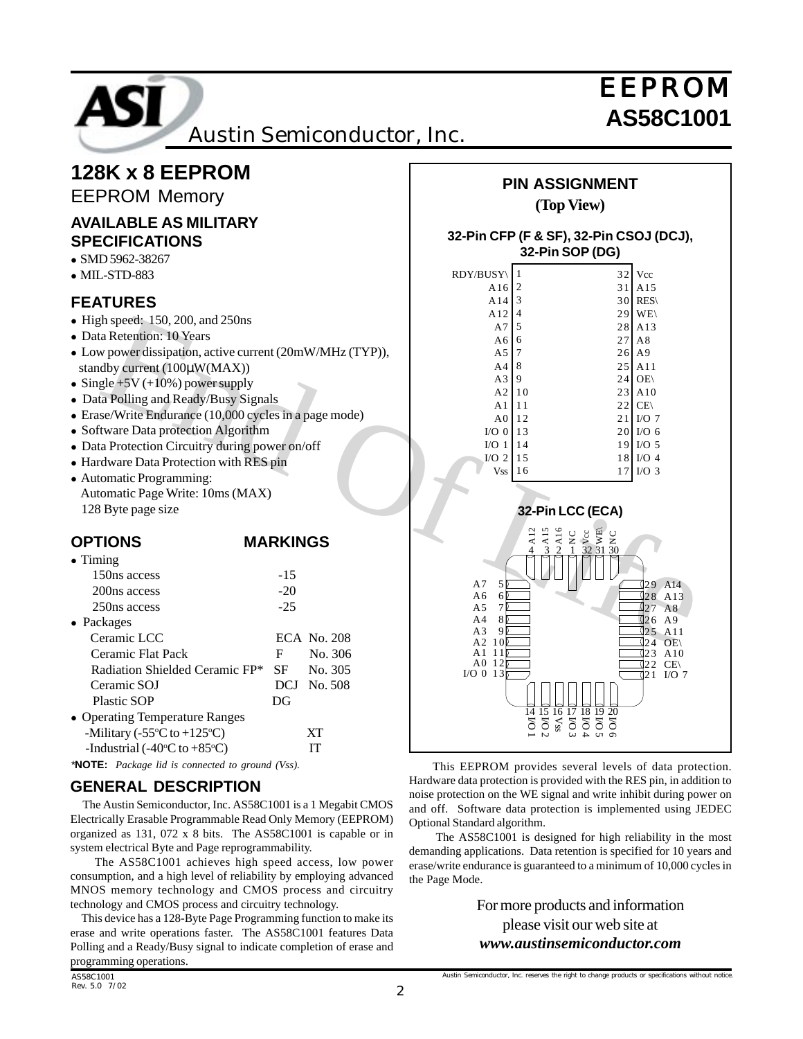# EEPROM

# AS58C1001

## 128K x 8 EEPROM

EEPROM Memory

### AVAILABLE AS MILITARY SPECIFICATIONS

- SMD 5962-38267
- MIL-STD-883

### FEATURES

- High speed: 150, 200, and 250ns
- Data Retention: 10 Years
- Low power dissipation, active current (20mW/MHz (TYP)), standby current (100μW(MAX))
- Single +5V (+10%) power supply
- Data Polling and Ready/Busy Signals
- Erase/Write Endurance (10,000 cycles in a page mode)
- Software Data protection Algorithm
- Data Protection Circuitry during power on/off
- Hardware Data Protection with RES pin
- Automatic Programming:
  Automatic Page Write: 10ms (MAX)
  128 Byte page size

### OPTIONS / MARKINGS

| OPTIONS | MARKINGS | |
|---|---|---|
| • Timing | | |
| 150ns access | -15 | |
| 200ns access | -20 | |
| 250ns access | -25 | |
| • Packages | | |
| Ceramic LCC | ECA | No. 208 |
| Ceramic Flat Pack | F | No. 306 |
| Radiation Shielded Ceramic FP* | SF | No. 305 |
| Ceramic SOJ | DCJ | No. 508 |
| Plastic SOP | DG | |
| • Operating Temperature Ranges | | |
| -Military (-55°C to +125°C) | | XT |
| -Industrial (-40°C to +85°C) | | IT |

***NOTE:** *Package lid is connected to ground (Vss).*

### PIN ASSIGNMENT

**(Top View)**

**32-Pin CFP (F & SF), 32-Pin CSOJ (DCJ), 32-Pin SOP (DG)**

| Signal | Pin | Pin | Signal |
|---|---|---|---|
| RDY/BUSY\ | 1 | 32 | Vcc |
| A16 | 2 | 31 | A15 |
| A14 | 3 | 30 | RES\ |
| A12 | 4 | 29 | WE\ |
| A7 | 5 | 28 | A13 |
| A6 | 6 | 27 | A8 |
| A5 | 7 | 26 | A9 |
| A4 | 8 | 25 | A11 |
| A3 | 9 | 24 | OE\ |
| A2 | 10 | 23 | A10 |
| A1 | 11 | 22 | CE\ |
| A0 | 12 | 21 | I/O 7 |
| I/O 0 | 13 | 20 | I/O 6 |
| I/O 1 | 14 | 19 | I/O 5 |
| I/O 2 | 15 | 18 | I/O 4 |
| Vss | 16 | 17 | I/O 3 |

**32-Pin LCC (ECA)**

| Pin | Signal | Pin | Signal |
|---|---|---|---|
| 1 | A16 | 17 | I/O 3 |
| 2 | A15 | 18 | I/O 4 |
| 3 | A12 | 19 | I/O 5 |
| 4 | A12 | 20 | I/O 6 |
| 5 | A7 | 21 | I/O 7 |
| 6 | A6 | 22 | CE\ |
| 7 | A5 | 23 | A10 |
| 8 | A4 | 24 | OE\ |
| 9 | A3 | 25 | A11 |
| 10 | A2 | 26 | A9 |
| 11 | A1 | 27 | A8 |
| 12 | A0 | 28 | A13 |
| 13 | I/O 0 | 29 | A14 |
| 14 | I/O 1 | 30 | NC |
| 15 | I/O 2 | 31 | WE\ |
| 16 | Vss | 32 | Vcc |

### GENERAL DESCRIPTION

The Austin Semiconductor, Inc. AS58C1001 is a 1 Megabit CMOS Electrically Erasable Programmable Read Only Memory (EEPROM) organized as 131, 072 x 8 bits. The AS58C1001 is capable or in system electrical Byte and Page reprogrammability.

The AS58C1001 achieves high speed access, low power consumption, and a high level of reliability by employing advanced MNOS memory technology and CMOS process and circuitry technology and CMOS process and circuitry technology.

This device has a 128-Byte Page Programming function to make its erase and write operations faster. The AS58C1001 features Data Polling and a Ready/Busy signal to indicate completion of erase and programming operations.

This EEPROM provides several levels of data protection. Hardware data protection is provided with the RES pin, in addition to noise protection on the WE signal and write inhibit during power on and off. Software data protection is implemented using JEDEC Optional Standard algorithm.

The AS58C1001 is designed for high reliability in the most demanding applications. Data retention is specified for 10 years and erase/write endurance is guaranteed to a minimum of 10,000 cycles in the Page Mode.

For more products and information please visit our web site at
***www.austinsemiconductor.com***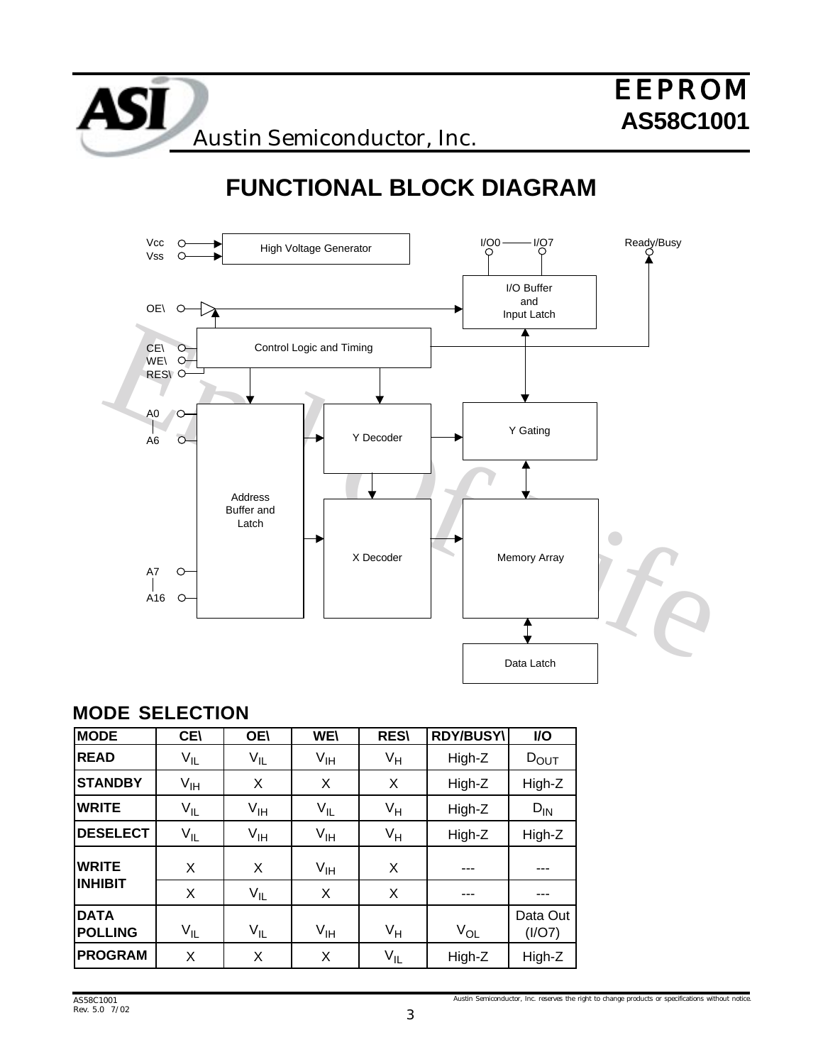## FUNCTIONAL BLOCK DIAGRAM

Vcc
Vss
High Voltage Generator
I/O0 — I/O7
Ready/Busy
OE\
I/O Buffer and Input Latch
CE\
WE\
RES\
Control Logic and Timing
A0 – A6
Y Decoder
Y Gating
Address Buffer and Latch
X Decoder
Memory Array
A7 – A16
Data Latch

## MODE SELECTION

| MODE | CE\ | OE\ | WE\ | RES\ | RDY/BUSY\ | I/O |
|---|---|---|---|---|---|---|
| READ | $V_{IL}$ | $V_{IL}$ | $V_{IH}$ | $V_H$ | High-Z | $D_{OUT}$ |
| STANDBY | $V_{IH}$ | X | X | X | High-Z | High-Z |
| WRITE | $V_{IL}$ | $V_{IH}$ | $V_{IL}$ | $V_H$ | High-Z | $D_{IN}$ |
| DESELECT | $V_{IL}$ | $V_{IH}$ | $V_{IH}$ | $V_H$ | High-Z | High-Z |
| WRITE INHIBIT | X | X | $V_{IH}$ | X | --- | --- |
| | X | $V_{IL}$ | X | X | --- | --- |
| DATA POLLING | $V_{IL}$ | $V_{IL}$ | $V_{IH}$ | $V_H$ | $V_{OL}$ | Data Out (I/O7) |
| PROGRAM | X | X | X | $V_{IL}$ | High-Z | High-Z |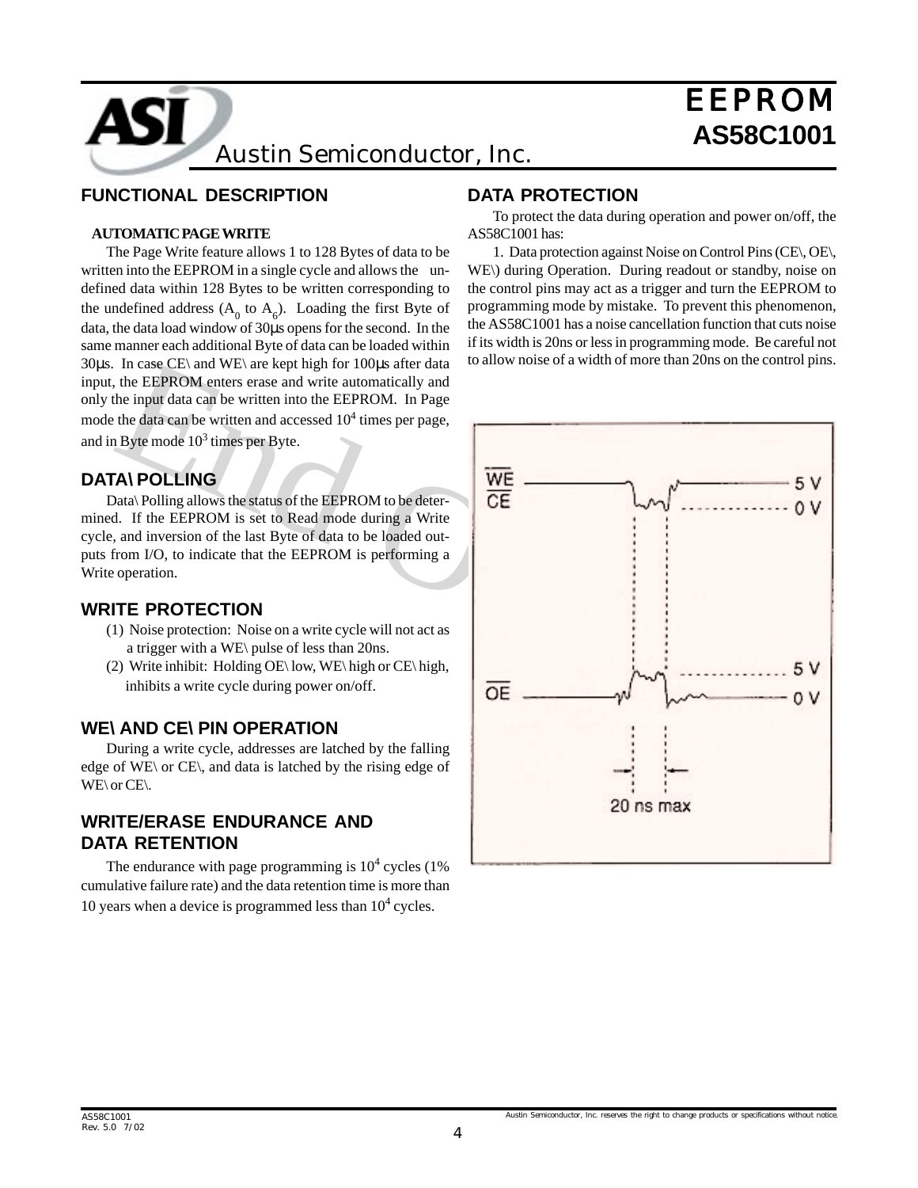## FUNCTIONAL DESCRIPTION

### AUTOMATIC PAGE WRITE

The Page Write feature allows 1 to 128 Bytes of data to be written into the EEPROM in a single cycle and allows the undefined data within 128 Bytes to be written corresponding to the undefined address ($A_0$ to $A_6$). Loading the first Byte of data, the data load window of 30μs opens for the second. In the same manner each additional Byte of data can be loaded within 30μs. In case CE\ and WE\ are kept high for 100μs after data input, the EEPROM enters erase and write automatically and only the input data can be written into the EEPROM. In Page mode the data can be written and accessed $10^4$ times per page, and in Byte mode $10^3$ times per Byte.

## DATA\ POLLING

Data\ Polling allows the status of the EEPROM to be determined. If the EEPROM is set to Read mode during a Write cycle, and inversion of the last Byte of data to be loaded outputs from I/O, to indicate that the EEPROM is performing a Write operation.

## WRITE PROTECTION

(1) Noise protection: Noise on a write cycle will not act as a trigger with a WE\ pulse of less than 20ns.

(2) Write inhibit: Holding OE\ low, WE\ high or CE\ high, inhibits a write cycle during power on/off.

## WE\ AND CE\ PIN OPERATION

During a write cycle, addresses are latched by the falling edge of WE\ or CE\, and data is latched by the rising edge of WE\ or CE\.

## WRITE/ERASE ENDURANCE AND DATA RETENTION

The endurance with page programming is $10^4$ cycles (1% cumulative failure rate) and the data retention time is more than 10 years when a device is programmed less than $10^4$ cycles.

## DATA PROTECTION

To protect the data during operation and power on/off, the AS58C1001 has:

1. Data protection against Noise on Control Pins (CE\, OE\, WE\) during Operation. During readout or standby, noise on the control pins may act as a trigger and turn the EEPROM to programming mode by mistake. To prevent this phenomenon, the AS58C1001 has a noise cancellation function that cuts noise if its width is 20ns or less in programming mode. Be careful not to allow noise of a width of more than 20ns on the control pins.

WE
CE — 5 V / 0 V

OE — 5 V / 0 V

20 ns max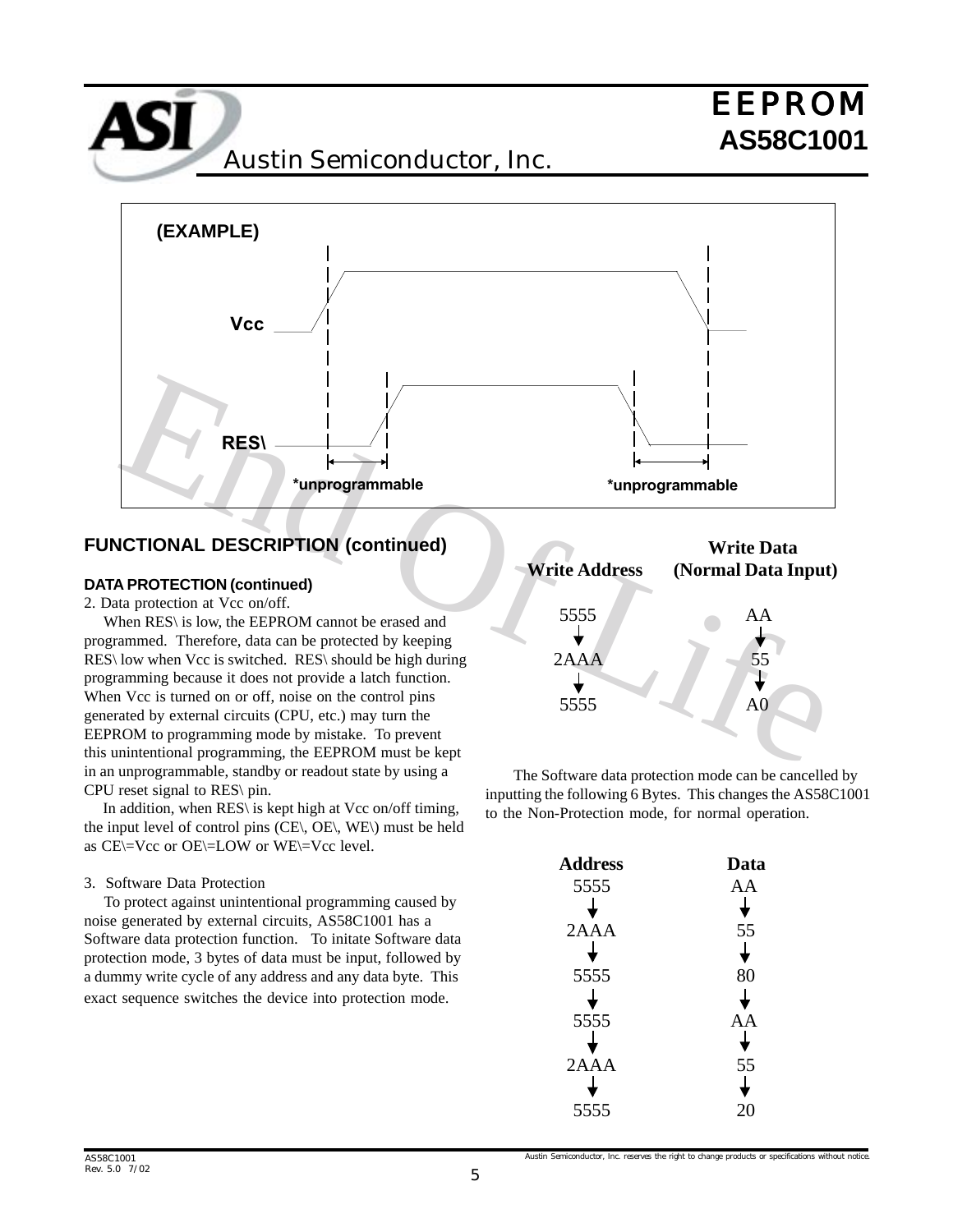(EXAMPLE)

Vcc

RES\

*unprogrammable    *unprogrammable

## FUNCTIONAL DESCRIPTION (continued)

### DATA PROTECTION (continued)

2. Data protection at Vcc on/off.

When RES\ is low, the EEPROM cannot be erased and programmed. Therefore, data can be protected by keeping RES\ low when Vcc is switched. RES\ should be high during programming because it does not provide a latch function. When Vcc is turned on or off, noise on the control pins generated by external circuits (CPU, etc.) may turn the EEPROM to programming mode by mistake. To prevent this unintentional programming, the EEPROM must be kept in an unprogrammable, standby or readout state by using a CPU reset signal to RES\ pin.

In addition, when RES\ is kept high at Vcc on/off timing, the input level of control pins (CE\, OE\, WE\) must be held as CE\=Vcc or OE\=LOW or WE\=Vcc level.

3. Software Data Protection

To protect against unintentional programming caused by noise generated by external circuits, AS58C1001 has a Software data protection function. To initate Software data protection mode, 3 bytes of data must be input, followed by a dummy write cycle of any address and any data byte. This exact sequence switches the device into protection mode.

| Write Address | Write Data (Normal Data Input) |
|---|---|
| 5555 | AA |
| ↓ | ↓ |
| 2AAA | 55 |
| ↓ | ↓ |
| 5555 | A0 |

The Software data protection mode can be cancelled by inputting the following 6 Bytes. This changes the AS58C1001 to the Non-Protection mode, for normal operation.

| Address | Data |
|---|---|
| 5555 | AA |
| ↓ | ↓ |
| 2AAA | 55 |
| ↓ | ↓ |
| 5555 | 80 |
| ↓ | ↓ |
| 5555 | AA |
| ↓ | ↓ |
| 2AAA | 55 |
| ↓ | ↓ |
| 5555 | 20 |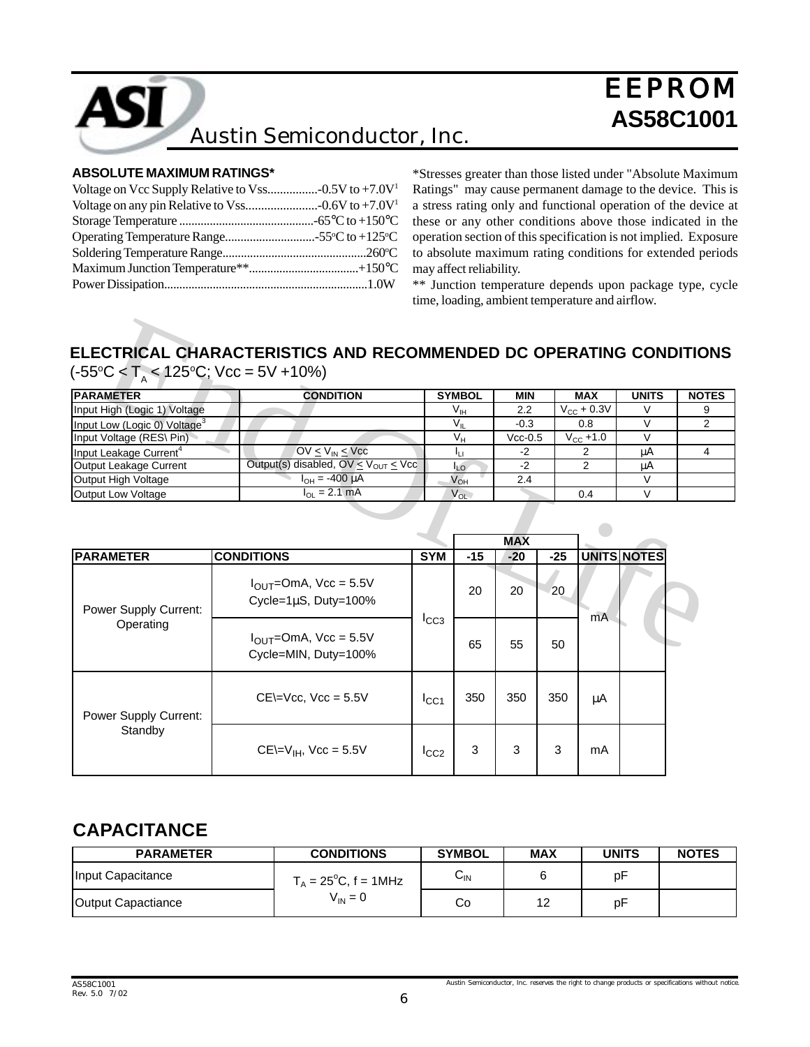# EEPROM
## AS58C1001

Austin Semiconductor, Inc.

**ABSOLUTE MAXIMUM RATINGS***

Voltage on Vcc Supply Relative to Vss................-0.5V to +7.0V[1]
Voltage on any pin Relative to Vss.......................-0.6V to +7.0V[1]
Storage Temperature ............................................-65°C to +150°C
Operating Temperature Range.............................-55°C to +125°C
Soldering Temperature Range...............................................260°C
Maximum Junction Temperature**...................................+150°C
Power Dissipation..................................................................1.0W

*Stresses greater than those listed under "Absolute Maximum Ratings" may cause permanent damage to the device. This is a stress rating only and functional operation of the device at these or any other conditions above those indicated in the operation section of this specification is not implied. Exposure to absolute maximum rating conditions for extended periods may affect reliability.

** Junction temperature depends upon package type, cycle time, loading, ambient temperature and airflow.

## ELECTRICAL CHARACTERISTICS AND RECOMMENDED DC OPERATING CONDITIONS

($-55^oC < T_A < 125^oC$; Vcc = 5V +10%)

| PARAMETER | CONDITION | SYMBOL | MIN | MAX | UNITS | NOTES |
|---|---|---|---|---|---|---|
| Input High (Logic 1) Voltage | | $V_{IH}$ | 2.2 | $V_{CC}$ + 0.3V | V | 9 |
| Input Low (Logic 0) Voltage[3] | | $V_{IL}$ | -0.3 | 0.8 | V | 2 |
| Input Voltage (RES\ Pin) | | $V_H$ | Vcc-0.5 | $V_{CC}$ +1.0 | V | |
| Input Leakage Current[4] | $0V \leq V_{IN} \leq Vcc$ | $I_{LI}$ | -2 | 2 | µA | 4 |
| Output Leakage Current | Output(s) disabled, $0V \leq V_{OUT} \leq Vcc$ | $I_{LO}$ | -2 | 2 | µA | |
| Output High Voltage | $I_{OH}$ = -400 µA | $V_{OH}$ | 2.4 | | V | |
| Output Low Voltage | $I_{OL}$ = 2.1 mA | $V_{OL}$ | | 0.4 | V | |

| PARAMETER | CONDITIONS | SYM | MAX -15 | MAX -20 | MAX -25 | UNITS | NOTES |
|---|---|---|---|---|---|---|---|
| Power Supply Current: Operating | $I_{OUT}$=OmA, Vcc = 5.5V Cycle=1µS, Duty=100% | $I_{CC3}$ | 20 | 20 | 20 | mA | |
| | $I_{OUT}$=OmA, Vcc = 5.5V Cycle=MIN, Duty=100% | $I_{CC3}$ | 65 | 55 | 50 | mA | |
| Power Supply Current: Standby | CE\=Vcc, Vcc = 5.5V | $I_{CC1}$ | 350 | 350 | 350 | µA | |
| | CE\=$V_{IH}$, Vcc = 5.5V | $I_{CC2}$ | 3 | 3 | 3 | mA | |

## CAPACITANCE

| PARAMETER | CONDITIONS | SYMBOL | MAX | UNITS | NOTES |
|---|---|---|---|---|---|
| Input Capacitance | $T_A = 25^oC$, f = 1MHz $V_{IN} = 0$ | $C_{IN}$ | 6 | pF | |
| Output Capactiance | | Co | 12 | pF | |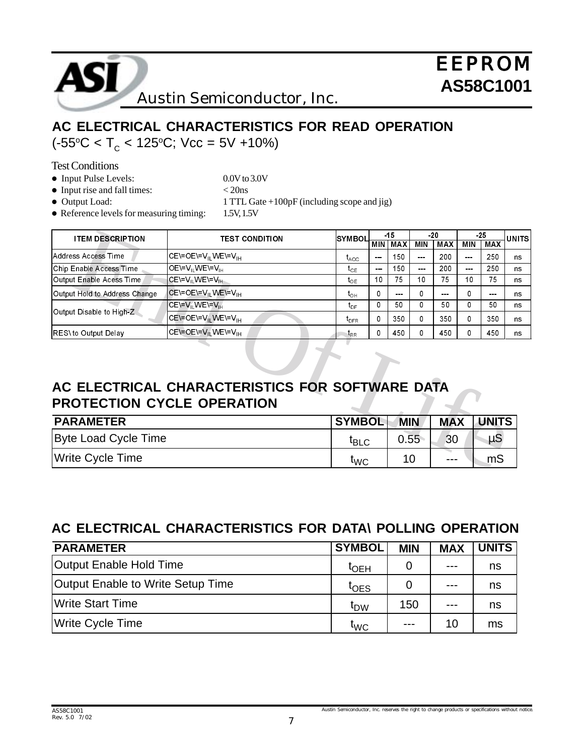## AC ELECTRICAL CHARACTERISTICS FOR READ OPERATION

($-55^oC < T_C < 125^oC$; Vcc = 5V +10%)

Test Conditions

- Input Pulse Levels: 0.0V to 3.0V
- Input rise and fall times: < 20ns
- Output Load: 1 TTL Gate +100pF (including scope and jig)
- Reference levels for measuring timing: 1.5V, 1.5V

| ITEM DESCRIPTION | TEST CONDITION | SYMBOL | -15 | | -20 | | -25 | | UNITS |
|---|---|---|---|---|---|---|---|---|---|
| | | | MIN | MAX | MIN | MAX | MIN | MAX | |
| Address Access Time | CE\=OE\=$V_{IL}$ WE\=$V_{IH}$ | $t_{ACC}$ | --- | 150 | --- | 200 | --- | 250 | ns |
| Chip Enable Access Time | OE\=$V_{IL}$ WE\=$V_{IH}$ | $t_{CE}$ | --- | 150 | --- | 200 | --- | 250 | ns |
| Output Enable Acess Time | CE\=$V_{IL}$ WE\=$V_{IH}$ | $t_{OE}$ | 10 | 75 | 10 | 75 | 10 | 75 | ns |
| Output Hold to Address Change | CE\=OE\=$V_{IL}$ WE\=$V_{IH}$ | $t_{OH}$ | 0 | --- | 0 | --- | 0 | --- | ns |
| Output Disable to High-Z | CE\=$V_{IL}$ WE\=$V_{IH}$ | $t_{DF}$ | 0 | 50 | 0 | 50 | 0 | 50 | ns |
| | CE\=OE\=$V_{IL}$ WE\=$V_{IH}$ | $t_{DFR}$ | 0 | 350 | 0 | 350 | 0 | 350 | ns |
| RES\ to Output Delay | CE\=OE\=$V_{IL}$ WE\=$V_{IH}$ | $t_{RR}$ | 0 | 450 | 0 | 450 | 0 | 450 | ns |

## AC ELECTRICAL CHARACTERISTICS FOR SOFTWARE DATA PROTECTION CYCLE OPERATION

| PARAMETER | SYMBOL | MIN | MAX | UNITS |
|---|---|---|---|---|
| Byte Load Cycle Time | $t_{BLC}$ | 0.55 | 30 | µS |
| Write Cycle Time | $t_{WC}$ | 10 | --- | mS |

## AC ELECTRICAL CHARACTERISTICS FOR DATA\ POLLING OPERATION

| PARAMETER | SYMBOL | MIN | MAX | UNITS |
|---|---|---|---|---|
| Output Enable Hold Time | $t_{OEH}$ | 0 | --- | ns |
| Output Enable to Write Setup Time | $t_{OES}$ | 0 | --- | ns |
| Write Start Time | $t_{DW}$ | 150 | --- | ns |
| Write Cycle Time | $t_{WC}$ | --- | 10 | ms |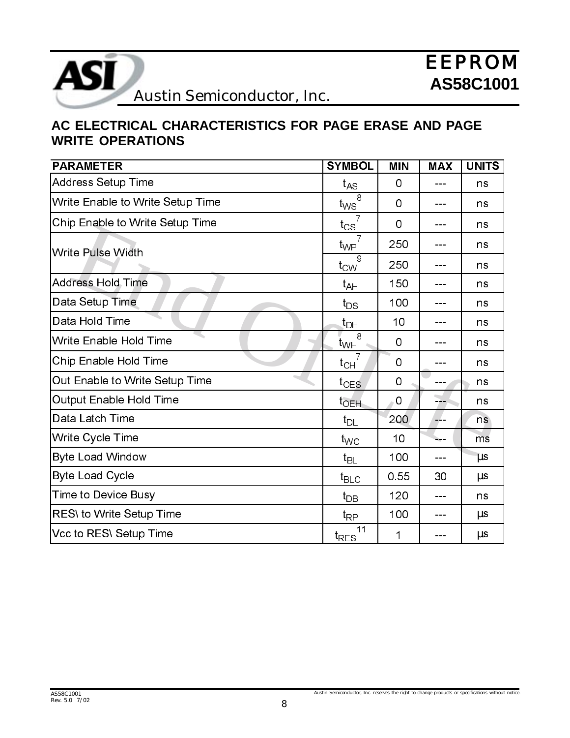## AC ELECTRICAL CHARACTERISTICS FOR PAGE ERASE AND PAGE WRITE OPERATIONS

| PARAMETER | SYMBOL | MIN | MAX | UNITS |
|---|---|---|---|---|
| Address Setup Time | $t_{AS}$ | 0 | --- | ns |
| Write Enable to Write Setup Time | $t_{WS}$ [8] | 0 | --- | ns |
| Chip Enable to Write Setup Time | $t_{CS}$ [7] | 0 | --- | ns |
| Write Pulse Width | $t_{WP}$ [7] | 250 | --- | ns |
| | $t_{CW}$ [9] | 250 | --- | ns |
| Address Hold Time | $t_{AH}$ | 150 | --- | ns |
| Data Setup Time | $t_{DS}$ | 100 | --- | ns |
| Data Hold Time | $t_{DH}$ | 10 | --- | ns |
| Write Enable Hold Time | $t_{WH}$ [8] | 0 | --- | ns |
| Chip Enable Hold Time | $t_{CH}$ [7] | 0 | --- | ns |
| Out Enable to Write Setup Time | $t_{OES}$ | 0 | --- | ns |
| Output Enable Hold Time | $t_{OEH}$ | 0 | --- | ns |
| Data Latch Time | $t_{DL}$ | 200 | --- | ns |
| Write Cycle Time | $t_{WC}$ | 10 | --- | ms |
| Byte Load Window | $t_{BL}$ | 100 | --- | µs |
| Byte Load Cycle | $t_{BLC}$ | 0.55 | 30 | µs |
| Time to Device Busy | $t_{DB}$ | 120 | --- | ns |
| RES\ to Write Setup Time | $t_{RP}$ | 100 | --- | µs |
| Vcc to RES\ Setup Time | $t_{RES}$ [11] | 1 | --- | µs |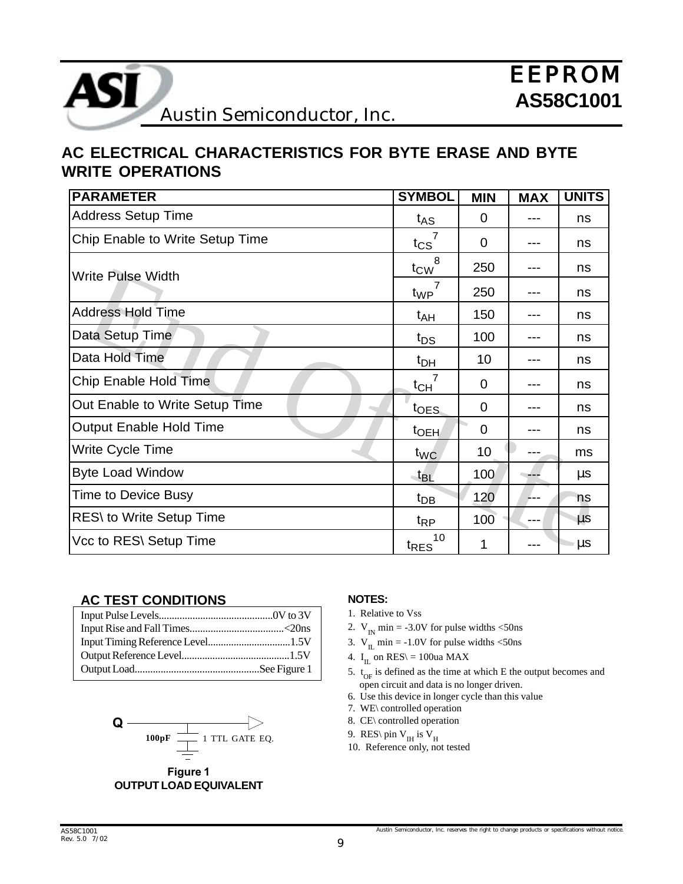# EEPROM
## AS58C1001

## AC ELECTRICAL CHARACTERISTICS FOR BYTE ERASE AND BYTE WRITE OPERATIONS

| PARAMETER | SYMBOL | MIN | MAX | UNITS |
|---|---|---|---|---|
| Address Setup Time | $t_{AS}$ | 0 | --- | ns |
| Chip Enable to Write Setup Time | $t_{CS}$ [7] | 0 | --- | ns |
| Write Pulse Width | $t_{CW}$ [8] | 250 | --- | ns |
| | $t_{WP}$ [7] | 250 | --- | ns |
| Address Hold Time | $t_{AH}$ | 150 | --- | ns |
| Data Setup Time | $t_{DS}$ | 100 | --- | ns |
| Data Hold Time | $t_{DH}$ | 10 | --- | ns |
| Chip Enable Hold Time | $t_{CH}$ [7] | 0 | --- | ns |
| Out Enable to Write Setup Time | $t_{OES}$ | 0 | --- | ns |
| Output Enable Hold Time | $t_{OEH}$ | 0 | --- | ns |
| Write Cycle Time | $t_{WC}$ | 10 | --- | ms |
| Byte Load Window | $t_{BL}$ | 100 | --- | µs |
| Time to Device Busy | $t_{DB}$ | 120 | --- | ns |
| RES\ to Write Setup Time | $t_{RP}$ | 100 | --- | µs |
| Vcc to RES\ Setup Time | $t_{RES}$ [10] | 1 | --- | µs |

### AC TEST CONDITIONS

| | |
|---|---|
| Input Pulse Levels | 0V to 3V |
| Input Rise and Fall Times | <20ns |
| Input Timing Reference Level | 1.5V |
| Output Reference Level | 1.5V |
| Output Load | See Figure 1 |

Q — 100pF — 1 TTL GATE EQ.

**Figure 1**
**OUTPUT LOAD EQUIVALENT**

### NOTES:

1. Relative to Vss
2. $V_{IN}$ min = -3.0V for pulse widths <50ns
3. $V_{IL}$ min = -1.0V for pulse widths <50ns
4. $I_{IL}$ on RES\ = 100ua MAX
5. $t_{OF}$ is defined as the time at which E the output becomes and open circuit and data is no longer driven.
6. Use this device in longer cycle than this value
7. WE\ controlled operation
8. CE\ controlled operation
9. RES\ pin $V_{IH}$ is $V_H$
10. Reference only, not tested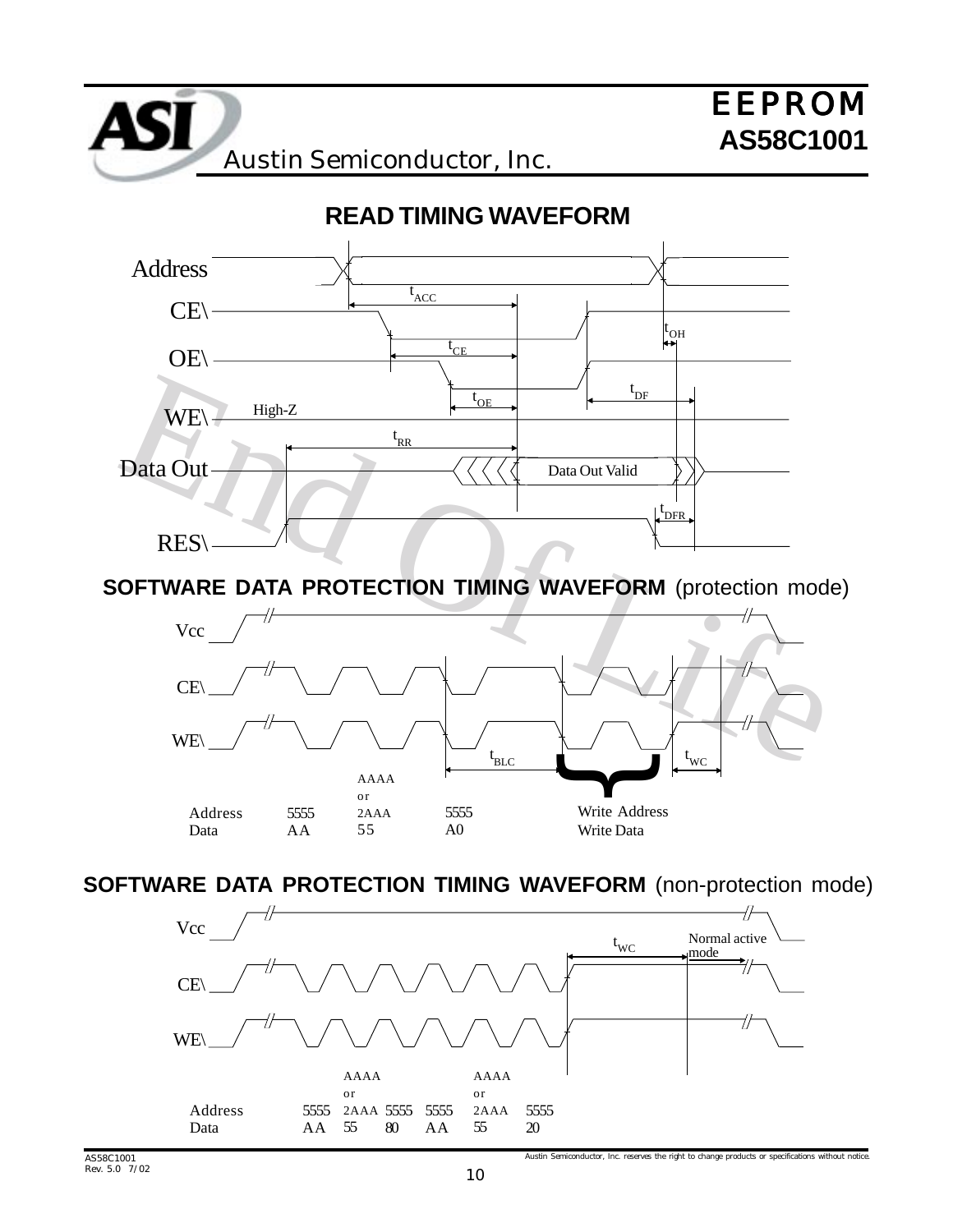## READ TIMING WAVEFORM

Address

CE\

OE\

WE\ High-Z

Data Out — Data Out Valid

RES\

$t_{ACC}$, $t_{CE}$, $t_{OE}$, $t_{RR}$, $t_{OH}$, $t_{DF}$, $t_{DFR}$

## SOFTWARE DATA PROTECTION TIMING WAVEFORM (protection mode)

Vcc

CE\

WE\

$t_{BLC}$ $t_{WC}$

| Address | 5555 | AAAA or 2AAA | 5555 | Write Address |
|---|---|---|---|---|
| Data | AA | 55 | A0 | Write Data |

## SOFTWARE DATA PROTECTION TIMING WAVEFORM (non-protection mode)

Vcc

CE\

WE\

$t_{WC}$ Normal active mode

| Address | 5555 | AAAA or 2AAA | 5555 | 5555 | AAAA or 2AAA | 5555 |
|---|---|---|---|---|---|---|
| Data | AA | 55 | 80 | AA | 55 | 20 |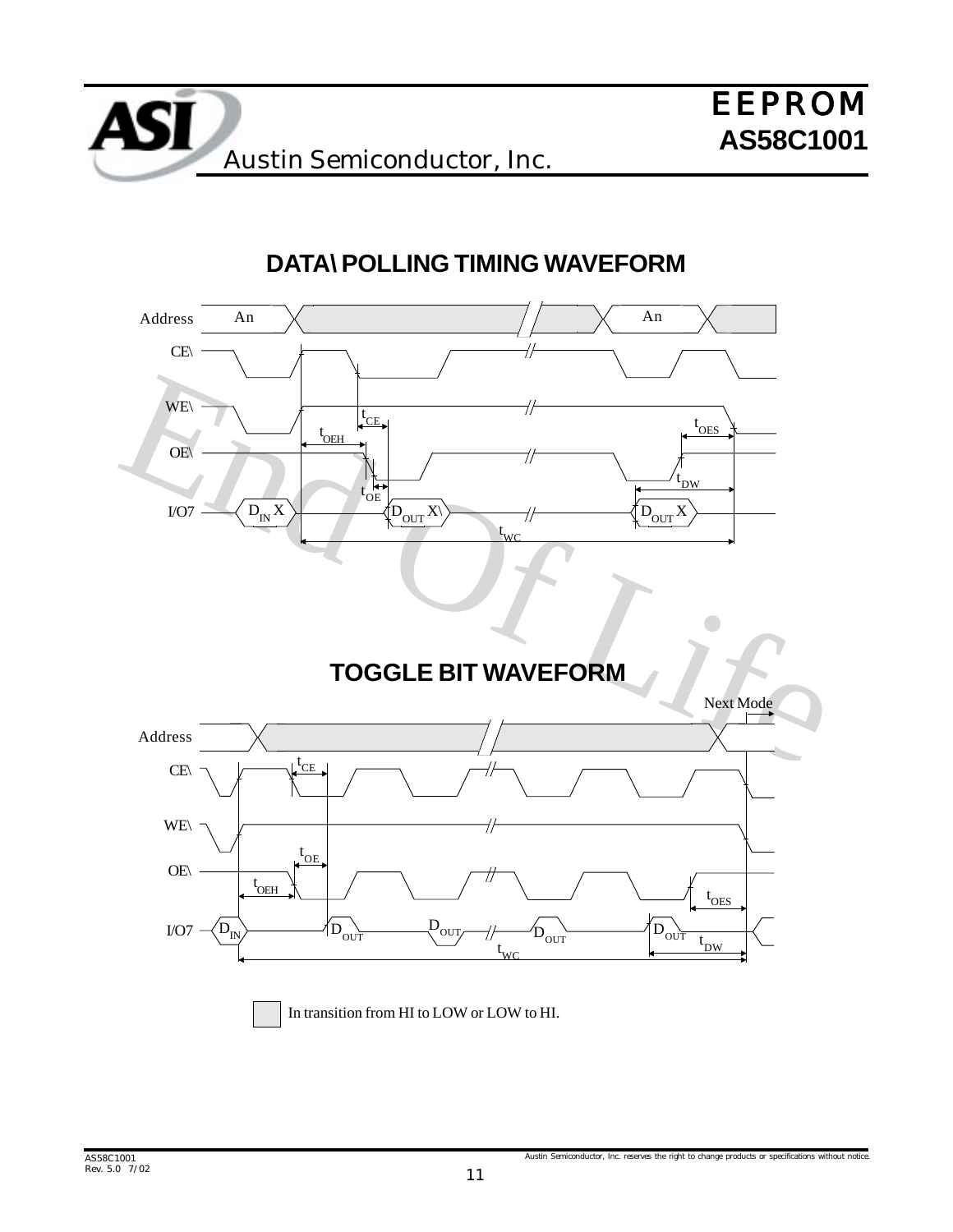## DATA\ POLLING TIMING WAVEFORM

## TOGGLE BIT WAVEFORM

In transition from HI to LOW or LOW to HI.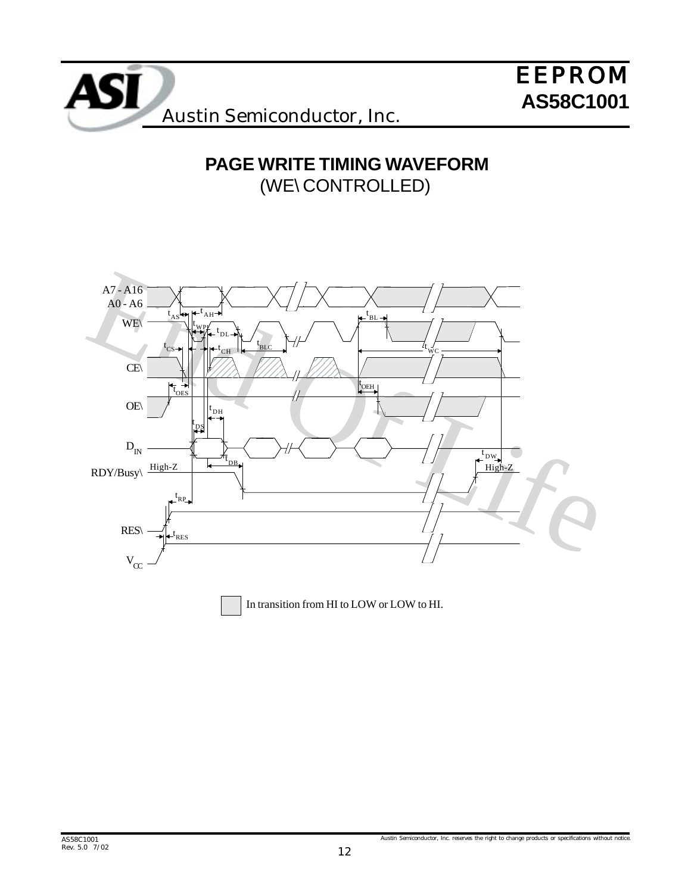## PAGE WRITE TIMING WAVEFORM

(WE\ CONTROLLED)

A7 - A16

A0 - A6

WE\

CE\

OE\

$D_{IN}$

RDY/Busy\

RES\

$V_{CC}$

$t_{AS}$ $t_{AH}$ $t_{WP}$ $t_{DL}$ $t_{BL}$ $t_{CS}$ $t_{CH}$ $t_{BLC}$ $t_{WC}$ $t_{OES}$ $t_{OEH}$ $t_{DH}$ $t_{DS}$ $t_{DB}$ $t_{DW}$ $t_{RP}$ $t_{RES}$

High-Z High-Z

In transition from HI to LOW or LOW to HI.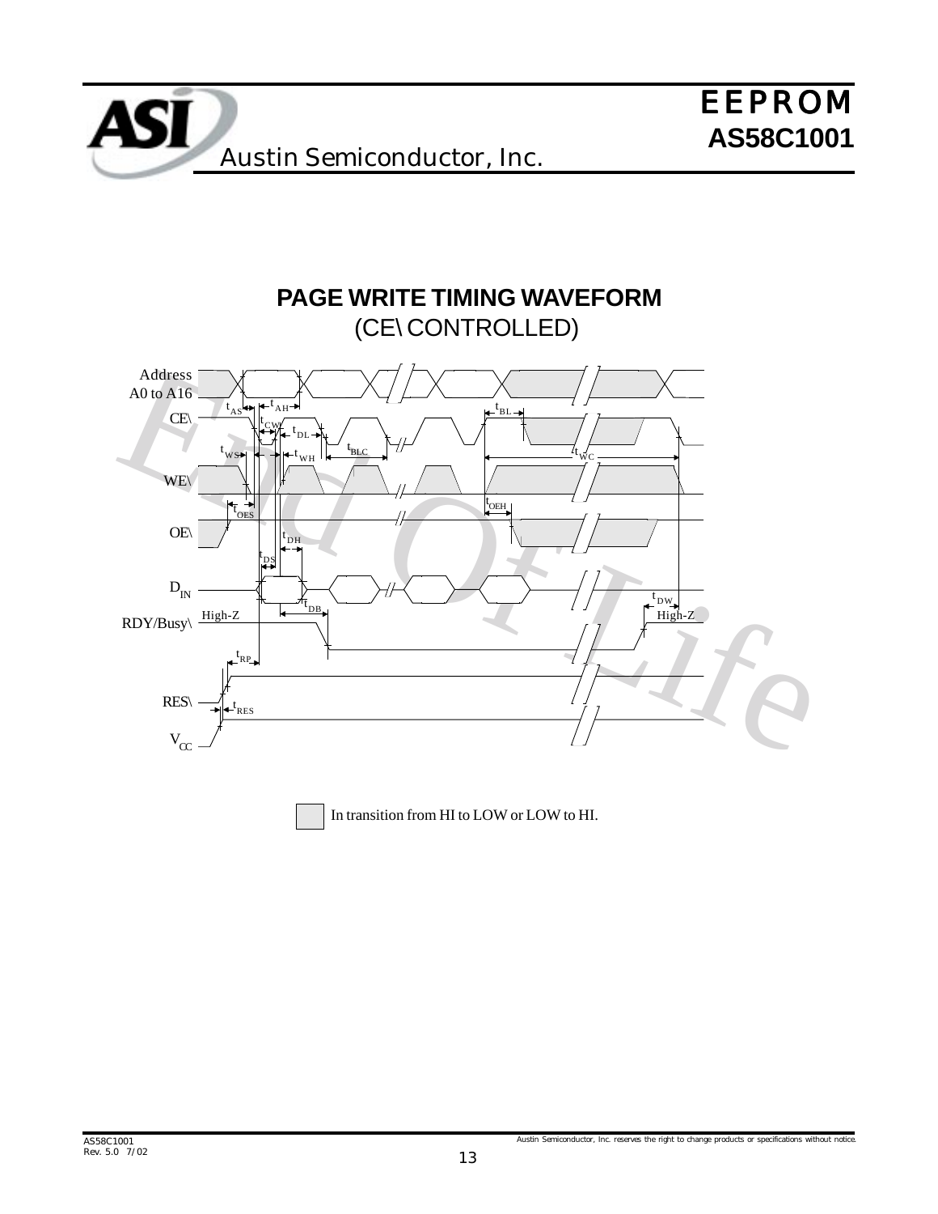## PAGE WRITE TIMING WAVEFORM

(CE\ CONTROLLED)

Address A0 to A16

CE\

WE\

OE\

$D_{IN}$

RDY/Busy\

RES\

$V_{CC}$

$t_{AS}$ $t_{AH}$ $t_{CW}$ $t_{DL}$ $t_{WS}$ $t_{WH}$ $t_{BLC}$ $t_{BL}$ $t_{WC}$ $t_{OES}$ $t_{OEH}$ $t_{DH}$ $t_{DS}$ $t_{DB}$ $t_{DW}$ $t_{RP}$ $t_{RES}$

High-Z High-Z

In transition from HI to LOW or LOW to HI.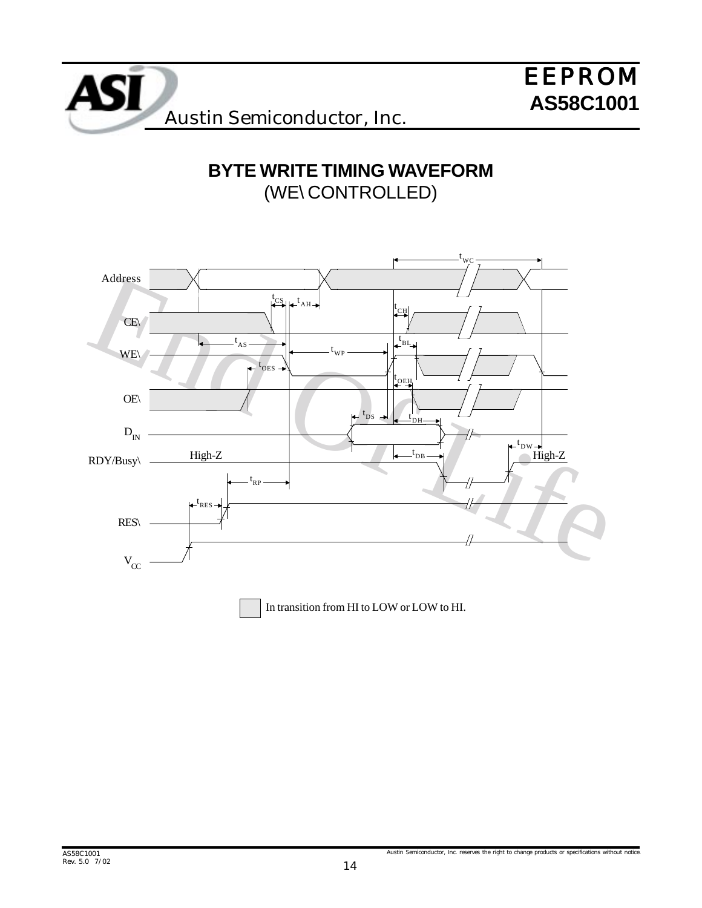## BYTE WRITE TIMING WAVEFORM
(WE\ CONTROLLED)

Address

CE\

WE\

OE\

$D_{IN}$

RDY/Busy\

RES\

$V_{CC}$

$t_{WC}$ $t_{CS}$ $t_{AH}$ $t_{CH}$ $t_{AS}$ $t_{BL}$ $t_{WP}$ $t_{OES}$ $t_{OEH}$ $t_{DS}$ $t_{DH}$ $t_{DW}$ $t_{DB}$ $t_{RP}$ $t_{RES}$

High-Z High-Z

In transition from HI to LOW or LOW to HI.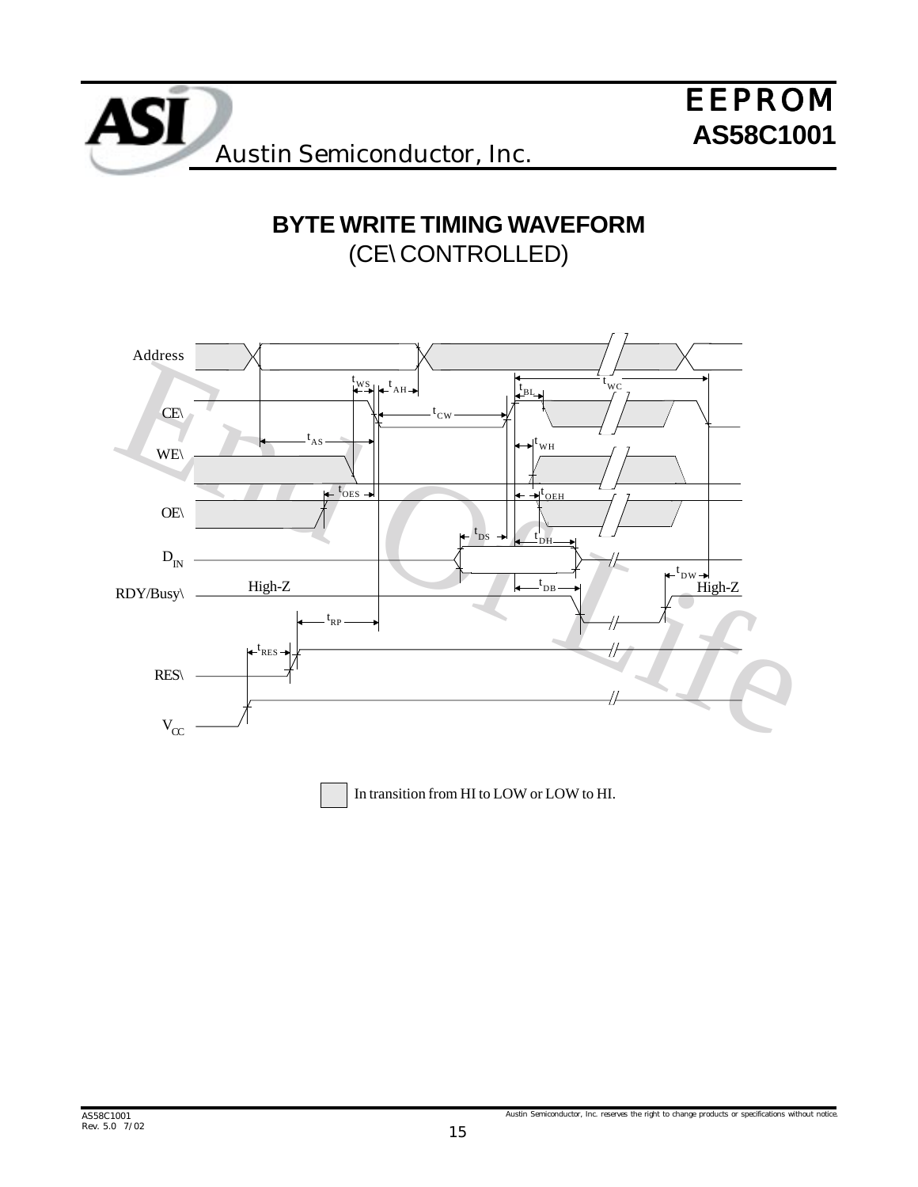# BYTE WRITE TIMING WAVEFORM

(CE\ CONTROLLED)

Address

CE\

WE\

OE\

$D_{IN}$

RDY/Busy\

RES\

$V_{CC}$

$t_{WS}$ $t_{AH}$ $t_{WC}$ $t_{BL}$ $t_{CW}$ $t_{AS}$ $t_{WH}$ $t_{OES}$ $t_{OEH}$ $t_{DS}$ $t_{DH}$ $t_{DW}$ $t_{DB}$ $t_{RP}$ $t_{RES}$

High-Z

High-Z

In transition from HI to LOW or LOW to HI.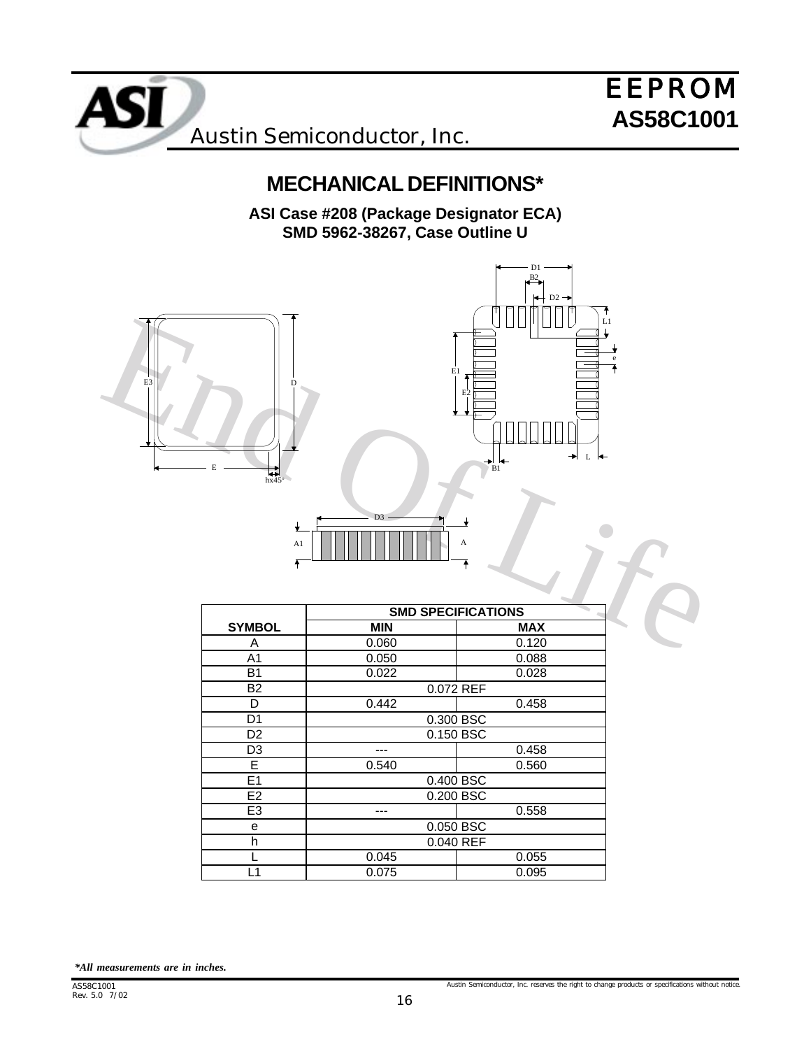# MECHANICAL DEFINITIONS*

**ASI Case #208 (Package Designator ECA)**
**SMD 5962-38267, Case Outline U**

| | SMD SPECIFICATIONS | |
|---|---|---|
| **SYMBOL** | **MIN** | **MAX** |
| A | 0.060 | 0.120 |
| A1 | 0.050 | 0.088 |
| B1 | 0.022 | 0.028 |
| B2 | 0.072 REF | |
| D | 0.442 | 0.458 |
| D1 | 0.300 BSC | |
| D2 | 0.150 BSC | |
| D3 | --- | 0.458 |
| E | 0.540 | 0.560 |
| E1 | 0.400 BSC | |
| E2 | 0.200 BSC | |
| E3 | --- | 0.558 |
| e | 0.050 BSC | |
| h | 0.040 REF | |
| L | 0.045 | 0.055 |
| L1 | 0.075 | 0.095 |

****All measurements are in inches.***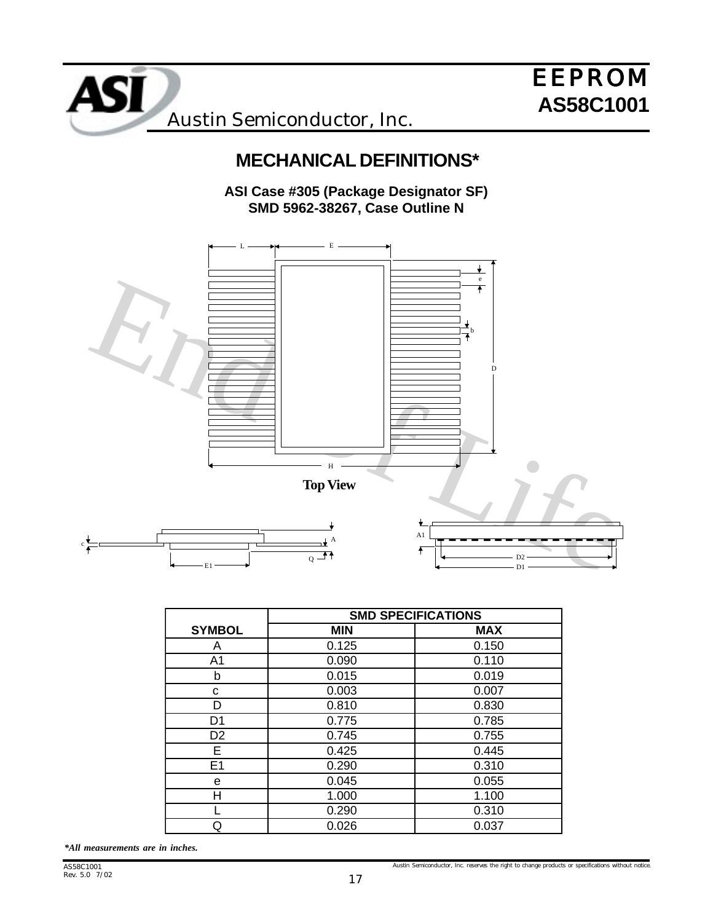# MECHANICAL DEFINITIONS*

**ASI Case #305 (Package Designator SF)**
**SMD 5962-38267, Case Outline N**

**Top View**

| SYMBOL | SMD SPECIFICATIONS | |
|---|---|---|
| | **MIN** | **MAX** |
| A | 0.125 | 0.150 |
| A1 | 0.090 | 0.110 |
| b | 0.015 | 0.019 |
| c | 0.003 | 0.007 |
| D | 0.810 | 0.830 |
| D1 | 0.775 | 0.785 |
| D2 | 0.745 | 0.755 |
| E | 0.425 | 0.445 |
| E1 | 0.290 | 0.310 |
| e | 0.045 | 0.055 |
| H | 1.000 | 1.100 |
| L | 0.290 | 0.310 |
| Q | 0.026 | 0.037 |

***All measurements are in inches.***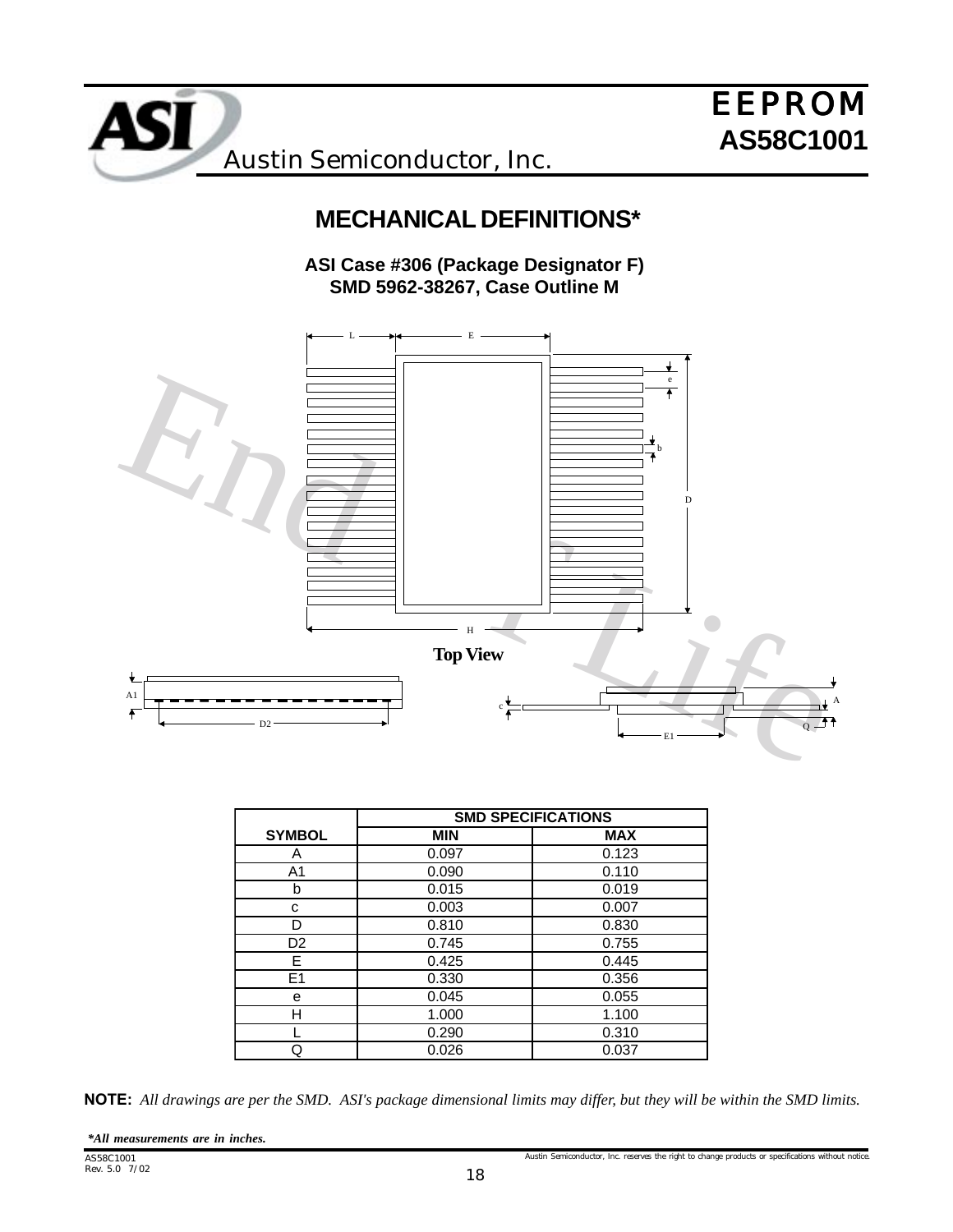## MECHANICAL DEFINITIONS*

**ASI Case #306 (Package Designator F)**
**SMD 5962-38267, Case Outline M**

**Top View**

| SYMBOL | SMD SPECIFICATIONS | |
|---|---|---|
| | MIN | MAX |
| A | 0.097 | 0.123 |
| A1 | 0.090 | 0.110 |
| b | 0.015 | 0.019 |
| c | 0.003 | 0.007 |
| D | 0.810 | 0.830 |
| D2 | 0.745 | 0.755 |
| E | 0.425 | 0.445 |
| E1 | 0.330 | 0.356 |
| e | 0.045 | 0.055 |
| H | 1.000 | 1.100 |
| L | 0.290 | 0.310 |
| Q | 0.026 | 0.037 |

**NOTE:** *All drawings are per the SMD. ASI's package dimensional limits may differ, but they will be within the SMD limits.*

***All measurements are in inches.***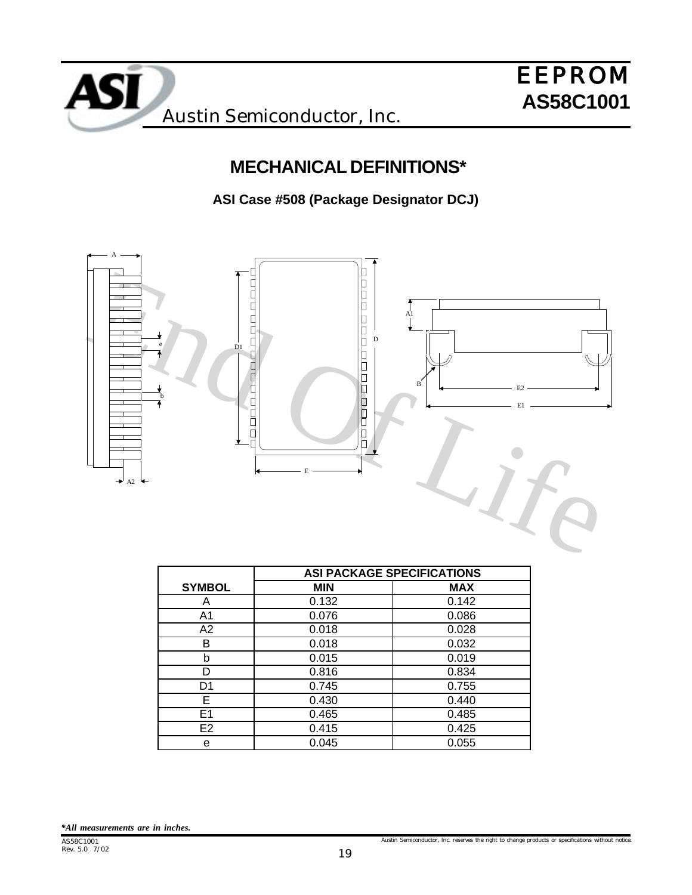# MECHANICAL DEFINITIONS*

**ASI Case #508 (Package Designator DCJ)**

| SYMBOL | ASI PACKAGE SPECIFICATIONS | |
|---|---|---|
| | MIN | MAX |
| A | 0.132 | 0.142 |
| A1 | 0.076 | 0.086 |
| A2 | 0.018 | 0.028 |
| B | 0.018 | 0.032 |
| b | 0.015 | 0.019 |
| D | 0.816 | 0.834 |
| D1 | 0.745 | 0.755 |
| E | 0.430 | 0.440 |
| E1 | 0.465 | 0.485 |
| E2 | 0.415 | 0.425 |
| e | 0.045 | 0.055 |

****All measurements are in inches.***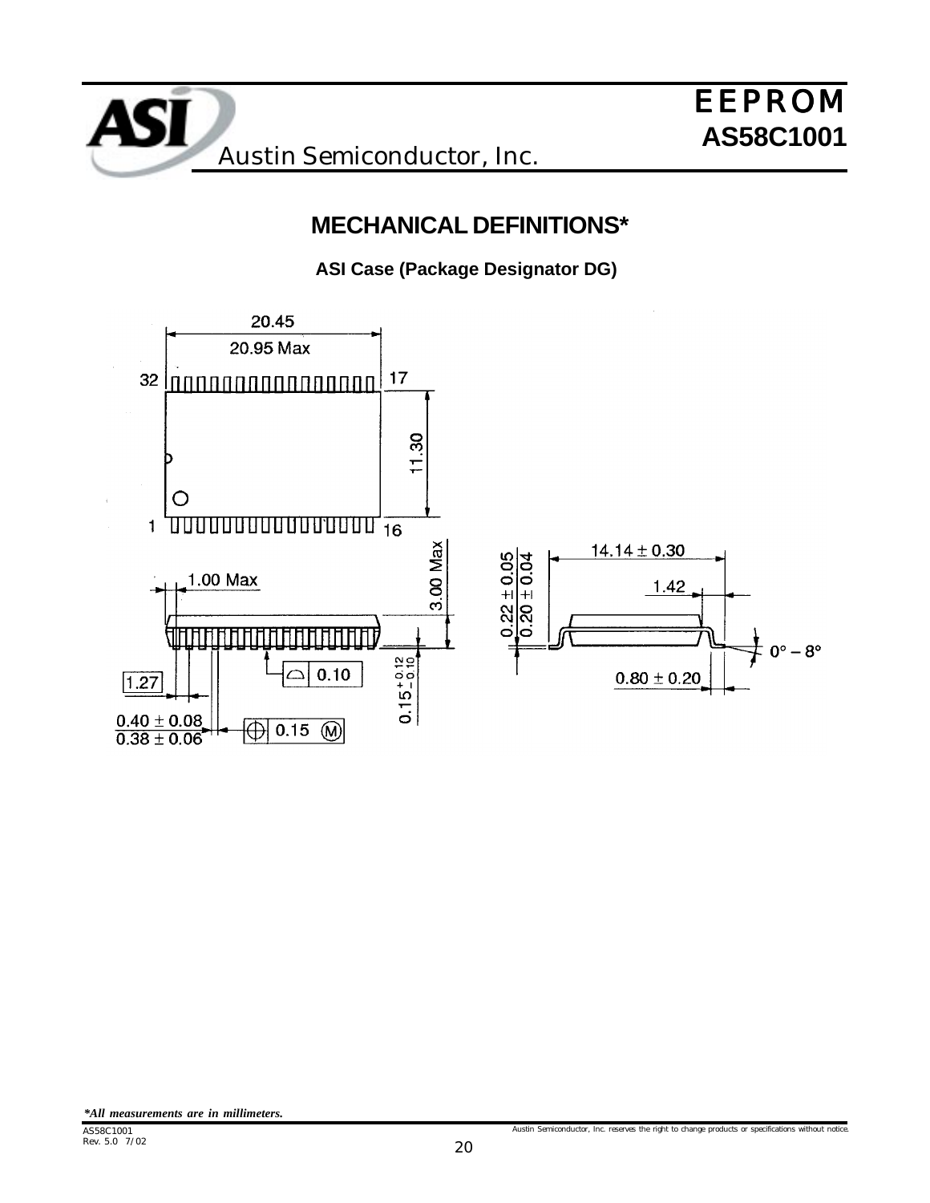# MECHANICAL DEFINITIONS*

**ASI Case (Package Designator DG)**

20.45

20.95 Max

32 17

11.30

1 16

1.00 Max

3.00 Max

1.27

$0.40 \pm 0.08$

$0.38 \pm 0.06$

0.10

0.15 Ⓜ

$0.15^{+0.12}_{-0.10}$

$0.22 \pm 0.05$

$0.20 \pm 0.04$

$14.14 \pm 0.30$

1.42

0° – 8°

$0.80 \pm 0.20$

*\*All measurements are in millimeters.*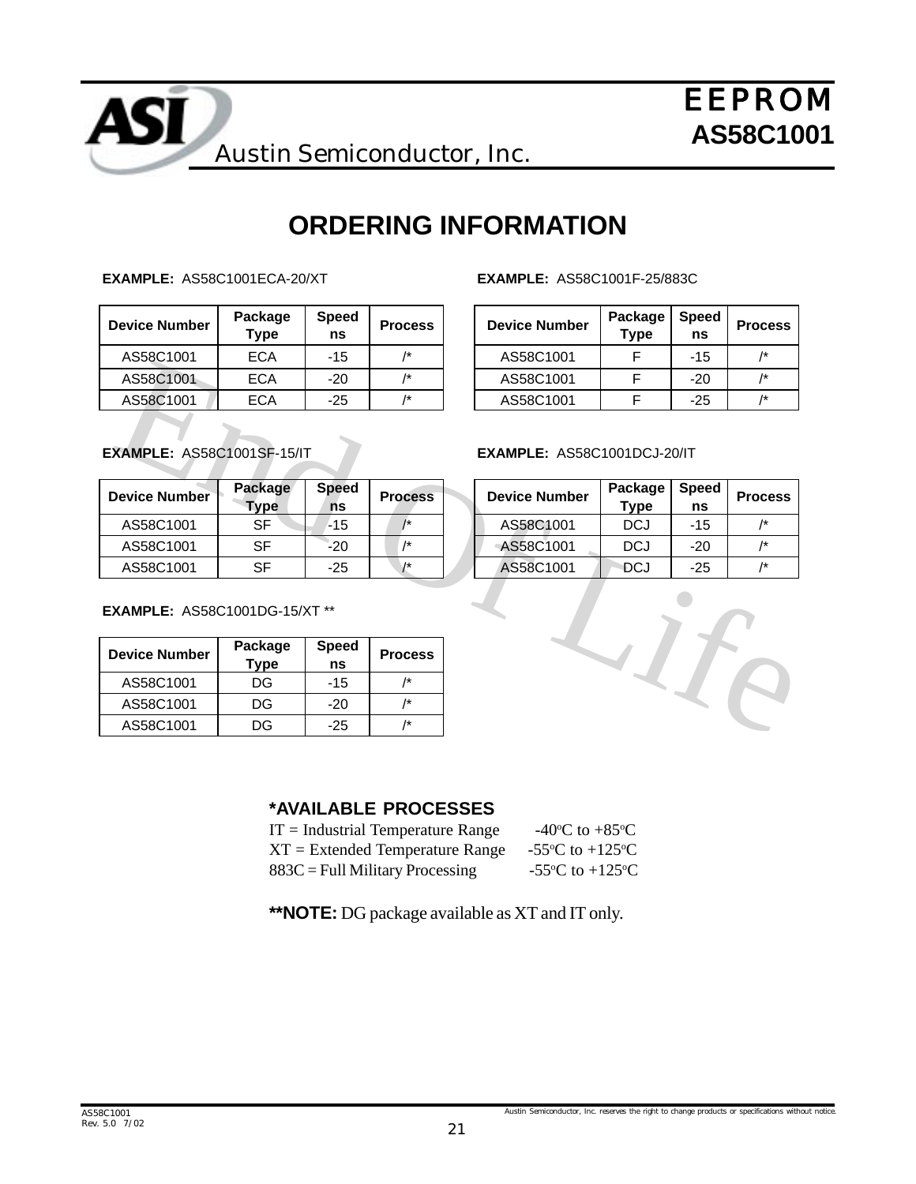# ORDERING INFORMATION

**EXAMPLE:** AS58C1001ECA-20/XT

| Device Number | Package Type | Speed ns | Process |
|---|---|---|---|
| AS58C1001 | ECA | -15 | /* |
| AS58C1001 | ECA | -20 | /* |
| AS58C1001 | ECA | -25 | /* |

**EXAMPLE:** AS58C1001F-25/883C

| Device Number | Package Type | Speed ns | Process |
|---|---|---|---|
| AS58C1001 | F | -15 | /* |
| AS58C1001 | F | -20 | /* |
| AS58C1001 | F | -25 | /* |

**EXAMPLE:** AS58C1001SF-15/IT

| Device Number | Package Type | Speed ns | Process |
|---|---|---|---|
| AS58C1001 | SF | -15 | /* |
| AS58C1001 | SF | -20 | /* |
| AS58C1001 | SF | -25 | /* |

**EXAMPLE:** AS58C1001DCJ-20/IT

| Device Number | Package Type | Speed ns | Process |
|---|---|---|---|
| AS58C1001 | DCJ | -15 | /* |
| AS58C1001 | DCJ | -20 | /* |
| AS58C1001 | DCJ | -25 | /* |

**EXAMPLE:** AS58C1001DG-15/XT **

| Device Number | Package Type | Speed ns | Process |
|---|---|---|---|
| AS58C1001 | DG | -15 | /* |
| AS58C1001 | DG | -20 | /* |
| AS58C1001 | DG | -25 | /* |

**\*AVAILABLE PROCESSES**

IT = Industrial Temperature Range -40°C to +85°C
XT = Extended Temperature Range -55°C to +125°C
883C = Full Military Processing -55°C to +125°C

****NOTE:** DG package available as XT and IT only.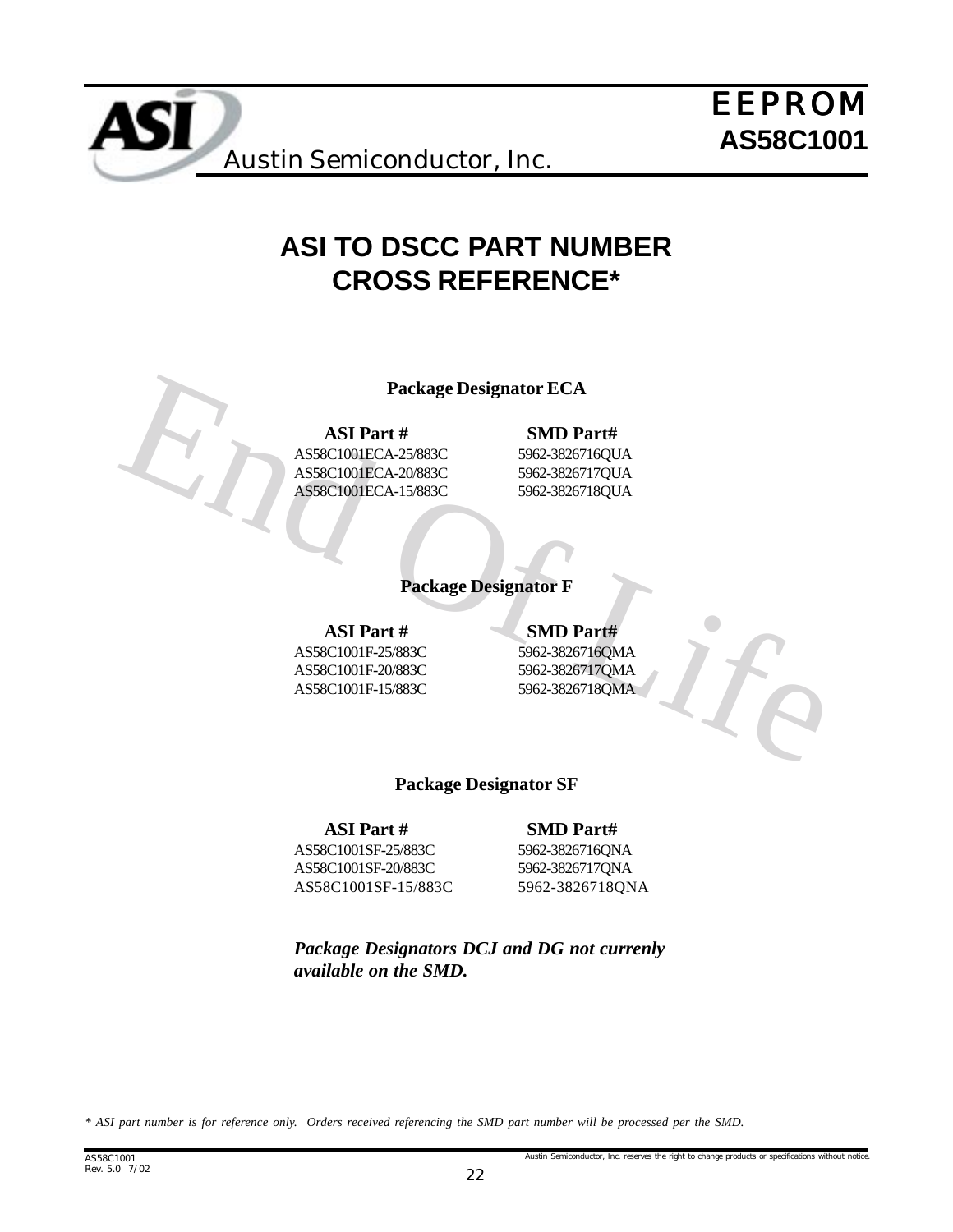# ASI TO DSCC PART NUMBER CROSS REFERENCE*

### Package Designator ECA

| ASI Part # | SMD Part# |
|---|---|
| AS58C1001ECA-25/883C | 5962-3826716QUA |
| AS58C1001ECA-20/883C | 5962-3826717QUA |
| AS58C1001ECA-15/883C | 5962-3826718QUA |

### Package Designator F

| ASI Part # | SMD Part# |
|---|---|
| AS58C1001F-25/883C | 5962-3826716QMA |
| AS58C1001F-20/883C | 5962-3826717QMA |
| AS58C1001F-15/883C | 5962-3826718QMA |

### Package Designator SF

| ASI Part # | SMD Part# |
|---|---|
| AS58C1001SF-25/883C | 5962-3826716QNA |
| AS58C1001SF-20/883C | 5962-3826717QNA |
| AS58C1001SF-15/883C | 5962-3826718QNA |

***Package Designators DCJ and DG not currenly available on the SMD.***

*\* ASI part number is for reference only. Orders received referencing the SMD part number will be processed per the SMD.*